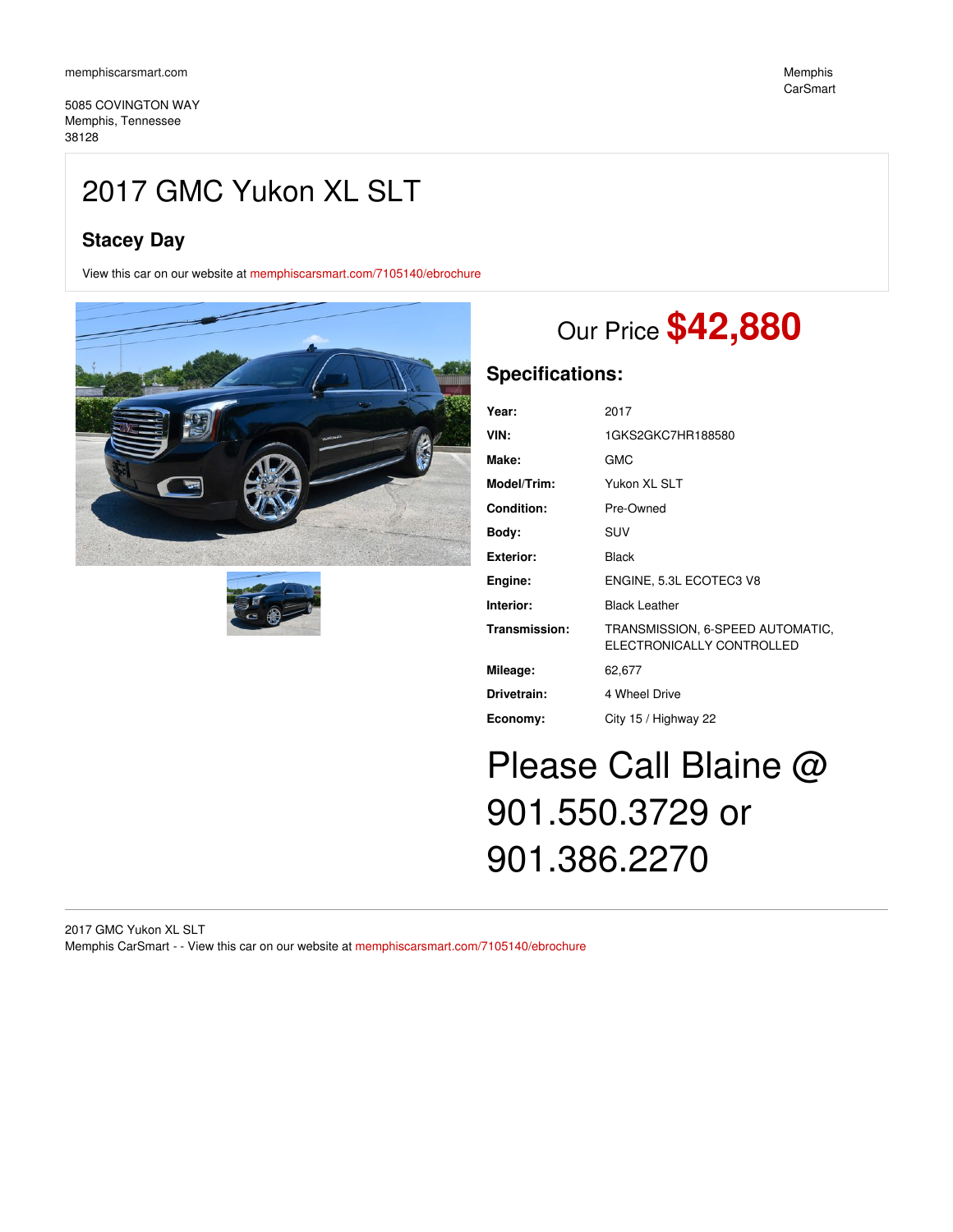memphiscarsmart.com

5085 COVINGTON WAY
Memphis, Tennessee
38128

Memphis CarSmart

# 2017 GMC Yukon XL SLT

## Stacey Day

View this car on our website at memphiscarsmart.com/7105140/ebrochure

Our Price **$42,880**

### Specifications:

| | |
|---|---|
| **Year:** | 2017 |
| **VIN:** | 1GKS2GKC7HR188580 |
| **Make:** | GMC |
| **Model/Trim:** | Yukon XL SLT |
| **Condition:** | Pre-Owned |
| **Body:** | SUV |
| **Exterior:** | Black |
| **Engine:** | ENGINE, 5.3L ECOTEC3 V8 |
| **Interior:** | Black Leather |
| **Transmission:** | TRANSMISSION, 6-SPEED AUTOMATIC, ELECTRONICALLY CONTROLLED |
| **Mileage:** | 62,677 |
| **Drivetrain:** | 4 Wheel Drive |
| **Economy:** | City 15 / Highway 22 |

# Please Call Blaine @ 901.550.3729 or 901.386.2270

2017 GMC Yukon XL SLT
Memphis CarSmart - - View this car on our website at memphiscarsmart.com/7105140/ebrochure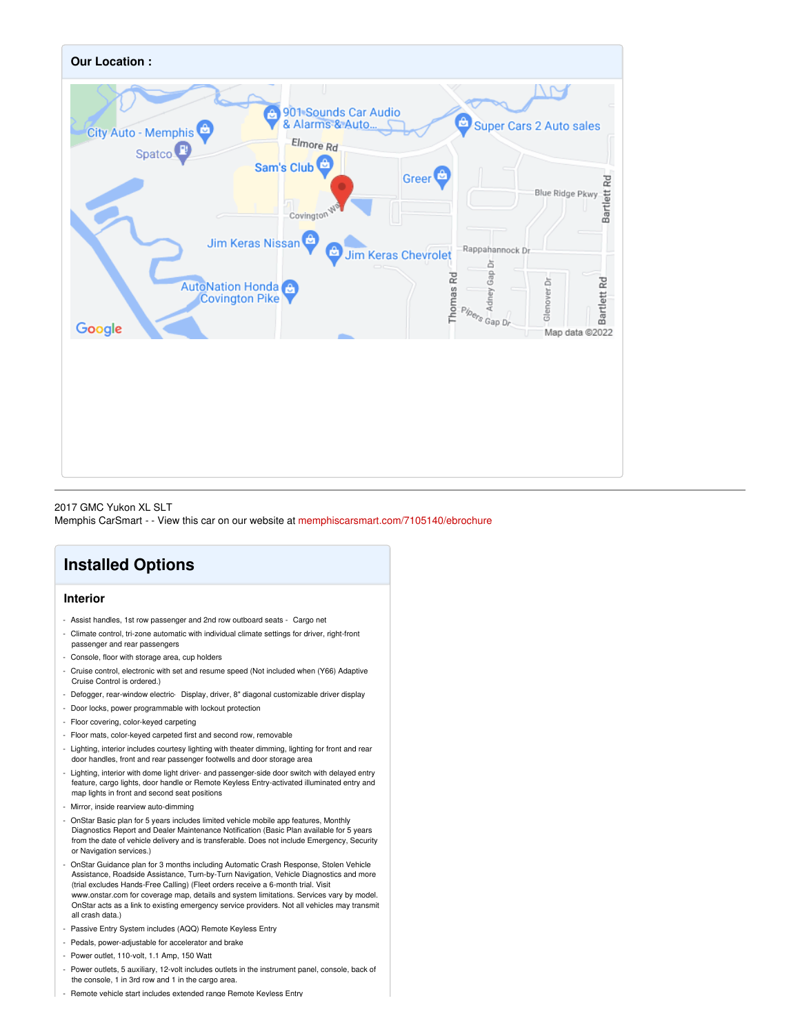**Our Location :**

2017 GMC Yukon XL SLT
Memphis CarSmart - - View this car on our website at memphiscarsmart.com/7105140/ebrochure

## Installed Options

### Interior

- Assist handles, 1st row passenger and 2nd row outboard seats - Cargo net
- Climate control, tri-zone automatic with individual climate settings for driver, right-front passenger and rear passengers
- Console, floor with storage area, cup holders
- Cruise control, electronic with set and resume speed (Not included when (Y66) Adaptive Cruise Control is ordered.)
- Defogger, rear-window electric- Display, driver, 8" diagonal customizable driver display
- Door locks, power programmable with lockout protection
- Floor covering, color-keyed carpeting
- Floor mats, color-keyed carpeted first and second row, removable
- Lighting, interior includes courtesy lighting with theater dimming, lighting for front and rear door handles, front and rear passenger footwells and door storage area
- Lighting, interior with dome light driver- and passenger-side door switch with delayed entry feature, cargo lights, door handle or Remote Keyless Entry-activated illuminated entry and map lights in front and second seat positions
- Mirror, inside rearview auto-dimming
- OnStar Basic plan for 5 years includes limited vehicle mobile app features, Monthly Diagnostics Report and Dealer Maintenance Notification (Basic Plan available for 5 years from the date of vehicle delivery and is transferable. Does not include Emergency, Security or Navigation services.)
- OnStar Guidance plan for 3 months including Automatic Crash Response, Stolen Vehicle Assistance, Roadside Assistance, Turn-by-Turn Navigation, Vehicle Diagnostics and more (trial excludes Hands-Free Calling) (Fleet orders receive a 6-month trial. Visit www.onstar.com for coverage map, details and system limitations. Services vary by model. OnStar acts as a link to existing emergency service providers. Not all vehicles may transmit all crash data.)
- Passive Entry System includes (AQQ) Remote Keyless Entry
- Pedals, power-adjustable for accelerator and brake
- Power outlet, 110-volt, 1.1 Amp, 150 Watt
- Power outlets, 5 auxiliary, 12-volt includes outlets in the instrument panel, console, back of the console, 1 in 3rd row and 1 in the cargo area.
- Remote vehicle start includes extended range Remote Keyless Entry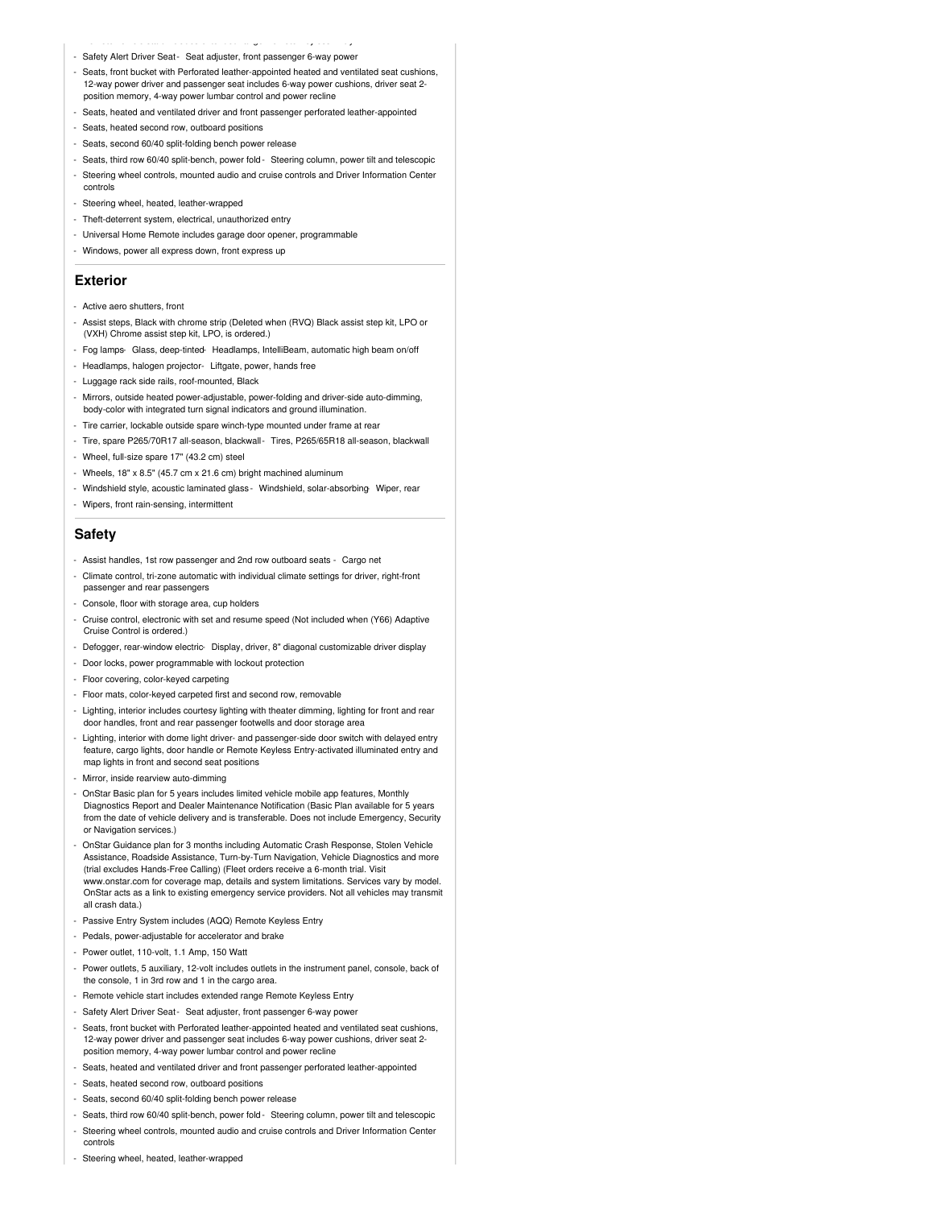- Safety Alert Driver Seat - Seat adjuster, front passenger 6-way power
- Seats, front bucket with Perforated leather-appointed heated and ventilated seat cushions, 12-way power driver and passenger seat includes 6-way power cushions, driver seat 2-position memory, 4-way power lumbar control and power recline
- Seats, heated and ventilated driver and front passenger perforated leather-appointed
- Seats, heated second row, outboard positions
- Seats, second 60/40 split-folding bench power release
- Seats, third row 60/40 split-bench, power fold - Steering column, power tilt and telescopic
- Steering wheel controls, mounted audio and cruise controls and Driver Information Center controls
- Steering wheel, heated, leather-wrapped
- Theft-deterrent system, electrical, unauthorized entry
- Universal Home Remote includes garage door opener, programmable
- Windows, power all express down, front express up

## Exterior

- Active aero shutters, front
- Assist steps, Black with chrome strip (Deleted when (RVQ) Black assist step kit, LPO or (VXH) Chrome assist step kit, LPO, is ordered.)
- Fog lamps - Glass, deep-tinted - Headlamps, IntelliBeam, automatic high beam on/off
- Headlamps, halogen projector - Liftgate, power, hands free
- Luggage rack side rails, roof-mounted, Black
- Mirrors, outside heated power-adjustable, power-folding and driver-side auto-dimming, body-color with integrated turn signal indicators and ground illumination.
- Tire carrier, lockable outside spare winch-type mounted under frame at rear
- Tire, spare P265/70R17 all-season, blackwall - Tires, P265/65R18 all-season, blackwall
- Wheel, full-size spare 17" (43.2 cm) steel
- Wheels, 18" x 8.5" (45.7 cm x 21.6 cm) bright machined aluminum
- Windshield style, acoustic laminated glass - Windshield, solar-absorbing - Wiper, rear
- Wipers, front rain-sensing, intermittent

## Safety

- Assist handles, 1st row passenger and 2nd row outboard seats - Cargo net
- Climate control, tri-zone automatic with individual climate settings for driver, right-front passenger and rear passengers
- Console, floor with storage area, cup holders
- Cruise control, electronic with set and resume speed (Not included when (Y66) Adaptive Cruise Control is ordered.)
- Defogger, rear-window electric - Display, driver, 8" diagonal customizable driver display
- Door locks, power programmable with lockout protection
- Floor covering, color-keyed carpeting
- Floor mats, color-keyed carpeted first and second row, removable
- Lighting, interior includes courtesy lighting with theater dimming, lighting for front and rear door handles, front and rear passenger footwells and door storage area
- Lighting, interior with dome light driver- and passenger-side door switch with delayed entry feature, cargo lights, door handle or Remote Keyless Entry-activated illuminated entry and map lights in front and second seat positions
- Mirror, inside rearview auto-dimming
- OnStar Basic plan for 5 years includes limited vehicle mobile app features, Monthly Diagnostics Report and Dealer Maintenance Notification (Basic Plan available for 5 years from the date of vehicle delivery and is transferable. Does not include Emergency, Security or Navigation services.)
- OnStar Guidance plan for 3 months including Automatic Crash Response, Stolen Vehicle Assistance, Roadside Assistance, Turn-by-Turn Navigation, Vehicle Diagnostics and more (trial excludes Hands-Free Calling) (Fleet orders receive a 6-month trial. Visit www.onstar.com for coverage map, details and system limitations. Services vary by model. OnStar acts as a link to existing emergency service providers. Not all vehicles may transmit all crash data.)
- Passive Entry System includes (AQQ) Remote Keyless Entry
- Pedals, power-adjustable for accelerator and brake
- Power outlet, 110-volt, 1.1 Amp, 150 Watt
- Power outlets, 5 auxiliary, 12-volt includes outlets in the instrument panel, console, back of the console, 1 in 3rd row and 1 in the cargo area.
- Remote vehicle start includes extended range Remote Keyless Entry
- Safety Alert Driver Seat - Seat adjuster, front passenger 6-way power
- Seats, front bucket with Perforated leather-appointed heated and ventilated seat cushions, 12-way power driver and passenger seat includes 6-way power cushions, driver seat 2-position memory, 4-way power lumbar control and power recline
- Seats, heated and ventilated driver and front passenger perforated leather-appointed
- Seats, heated second row, outboard positions
- Seats, second 60/40 split-folding bench power release
- Seats, third row 60/40 split-bench, power fold - Steering column, power tilt and telescopic
- Steering wheel controls, mounted audio and cruise controls and Driver Information Center controls
- Steering wheel, heated, leather-wrapped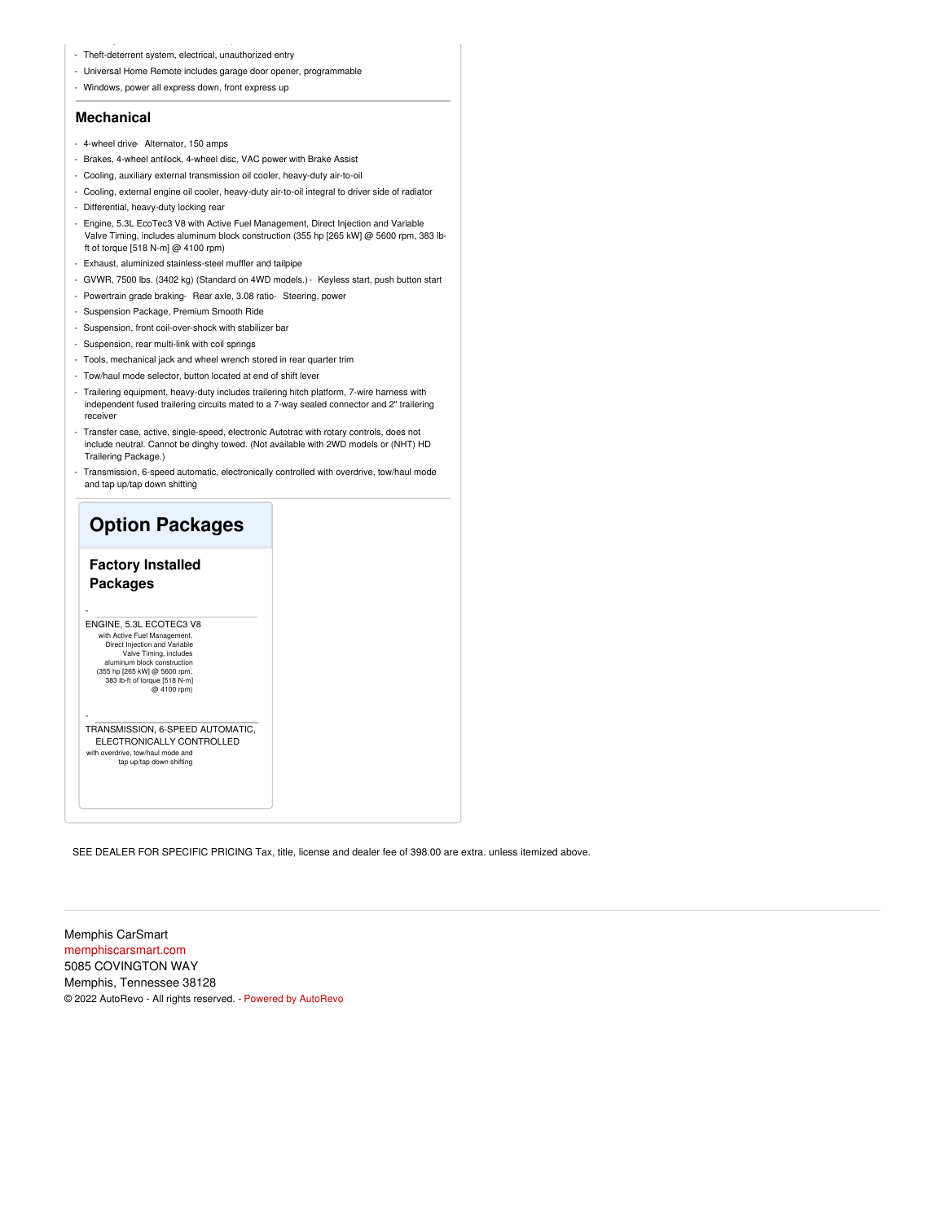- Theft-deterrent system, electrical, unauthorized entry
- Universal Home Remote includes garage door opener, programmable
- Windows, power all express down, front express up

## Mechanical

- 4-wheel drive- Alternator, 150 amps
- Brakes, 4-wheel antilock, 4-wheel disc, VAC power with Brake Assist
- Cooling, auxiliary external transmission oil cooler, heavy-duty air-to-oil
- Cooling, external engine oil cooler, heavy-duty air-to-oil integral to driver side of radiator
- Differential, heavy-duty locking rear
- Engine, 5.3L EcoTec3 V8 with Active Fuel Management, Direct Injection and Variable Valve Timing, includes aluminum block construction (355 hp [265 kW] @ 5600 rpm, 383 lb-ft of torque [518 N-m] @ 4100 rpm)
- Exhaust, aluminized stainless-steel muffler and tailpipe
- GVWR, 7500 lbs. (3402 kg) (Standard on 4WD models.)- Keyless start, push button start
- Powertrain grade braking- Rear axle, 3.08 ratio- Steering, power
- Suspension Package, Premium Smooth Ride
- Suspension, front coil-over-shock with stabilizer bar
- Suspension, rear multi-link with coil springs
- Tools, mechanical jack and wheel wrench stored in rear quarter trim
- Tow/haul mode selector, button located at end of shift lever
- Trailering equipment, heavy-duty includes trailering hitch platform, 7-wire harness with independent fused trailering circuits mated to a 7-way sealed connector and 2" trailering receiver
- Transfer case, active, single-speed, electronic Autotrac with rotary controls, does not include neutral. Cannot be dinghy towed. (Not available with 2WD models or (NHT) HD Trailering Package.)
- Transmission, 6-speed automatic, electronically controlled with overdrive, tow/haul mode and tap up/tap down shifting

# Option Packages

## Factory Installed Packages

- ENGINE, 5.3L ECOTEC3 V8
  with Active Fuel Management, Direct Injection and Variable Valve Timing, includes aluminum block construction (355 hp [265 kW] @ 5600 rpm, 383 lb-ft of torque [518 N-m] @ 4100 rpm)

- TRANSMISSION, 6-SPEED AUTOMATIC, ELECTRONICALLY CONTROLLED
  with overdrive, tow/haul mode and tap up/tap down shifting

SEE DEALER FOR SPECIFIC PRICING Tax, title, license and dealer fee of 398.00 are extra. unless itemized above.

Memphis CarSmart
memphiscarsmart.com
5085 COVINGTON WAY
Memphis, Tennessee 38128
© 2022 AutoRevo - All rights reserved. - Powered by AutoRevo